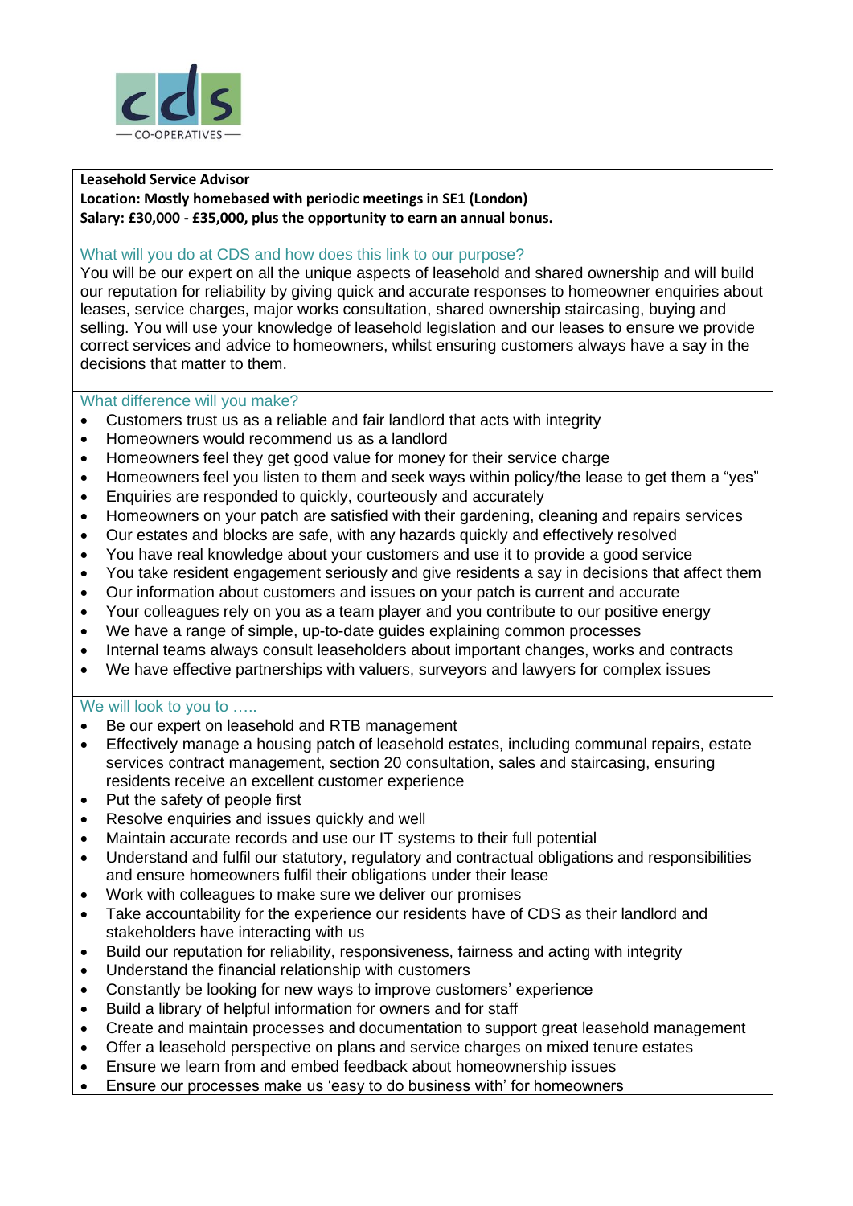**Leasehold Service Advisor**
**Location: Mostly homebased with periodic meetings in SE1 (London)**
**Salary: £30,000 - £35,000, plus the opportunity to earn an annual bonus.**

## What will you do at CDS and how does this link to our purpose?

You will be our expert on all the unique aspects of leasehold and shared ownership and will build our reputation for reliability by giving quick and accurate responses to homeowner enquiries about leases, service charges, major works consultation, shared ownership staircasing, buying and selling. You will use your knowledge of leasehold legislation and our leases to ensure we provide correct services and advice to homeowners, whilst ensuring customers always have a say in the decisions that matter to them.

## What difference will you make?

- Customers trust us as a reliable and fair landlord that acts with integrity
- Homeowners would recommend us as a landlord
- Homeowners feel they get good value for money for their service charge
- Homeowners feel you listen to them and seek ways within policy/the lease to get them a "yes"
- Enquiries are responded to quickly, courteously and accurately
- Homeowners on your patch are satisfied with their gardening, cleaning and repairs services
- Our estates and blocks are safe, with any hazards quickly and effectively resolved
- You have real knowledge about your customers and use it to provide a good service
- You take resident engagement seriously and give residents a say in decisions that affect them
- Our information about customers and issues on your patch is current and accurate
- Your colleagues rely on you as a team player and you contribute to our positive energy
- We have a range of simple, up-to-date guides explaining common processes
- Internal teams always consult leaseholders about important changes, works and contracts
- We have effective partnerships with valuers, surveyors and lawyers for complex issues

## We will look to you to …..

- Be our expert on leasehold and RTB management
- Effectively manage a housing patch of leasehold estates, including communal repairs, estate services contract management, section 20 consultation, sales and staircasing, ensuring residents receive an excellent customer experience
- Put the safety of people first
- Resolve enquiries and issues quickly and well
- Maintain accurate records and use our IT systems to their full potential
- Understand and fulfil our statutory, regulatory and contractual obligations and responsibilities and ensure homeowners fulfil their obligations under their lease
- Work with colleagues to make sure we deliver our promises
- Take accountability for the experience our residents have of CDS as their landlord and stakeholders have interacting with us
- Build our reputation for reliability, responsiveness, fairness and acting with integrity
- Understand the financial relationship with customers
- Constantly be looking for new ways to improve customers' experience
- Build a library of helpful information for owners and for staff
- Create and maintain processes and documentation to support great leasehold management
- Offer a leasehold perspective on plans and service charges on mixed tenure estates
- Ensure we learn from and embed feedback about homeownership issues
- Ensure our processes make us 'easy to do business with' for homeowners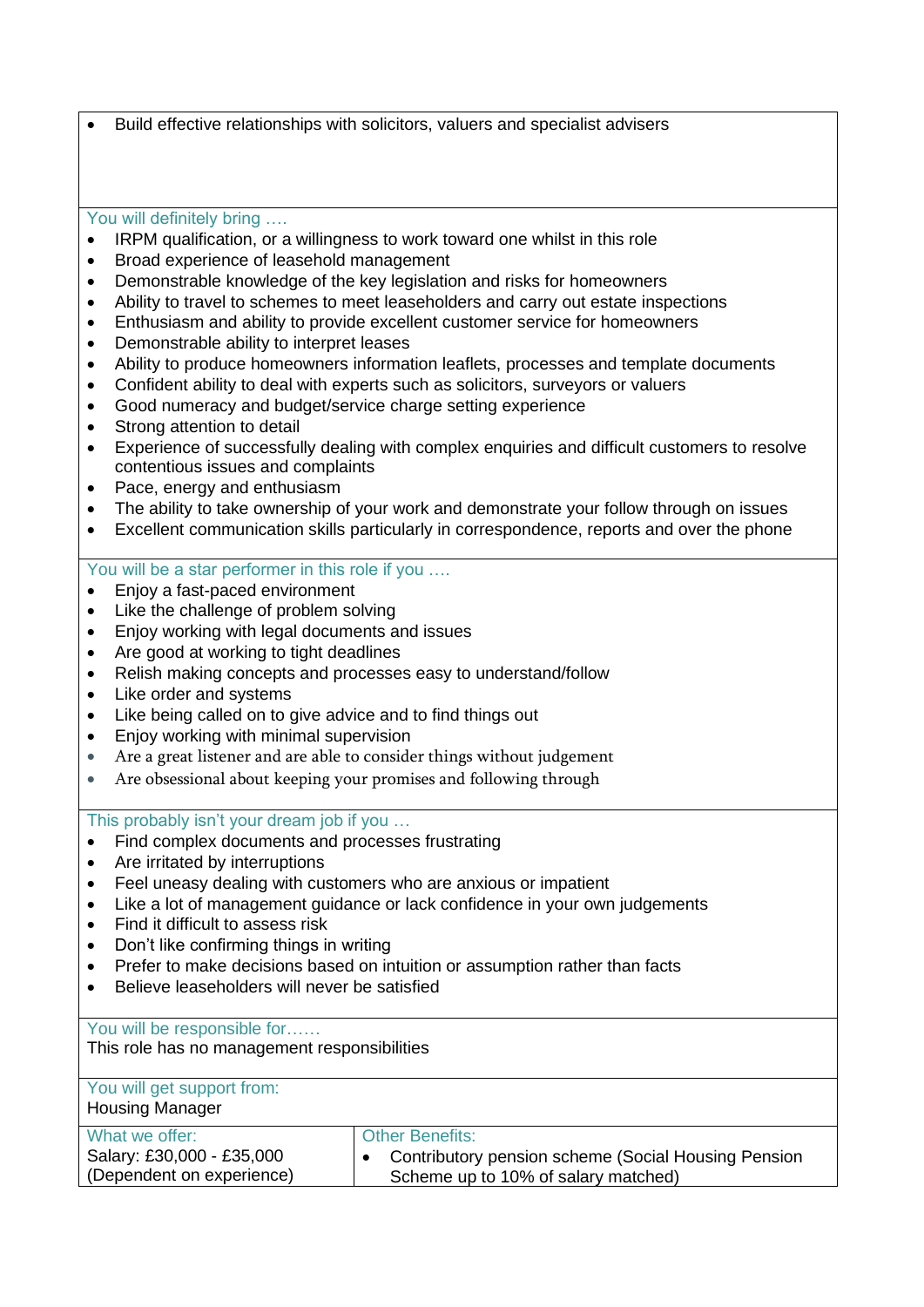- Build effective relationships with solicitors, valuers and specialist advisers

### You will definitely bring ….

- IRPM qualification, or a willingness to work toward one whilst in this role
- Broad experience of leasehold management
- Demonstrable knowledge of the key legislation and risks for homeowners
- Ability to travel to schemes to meet leaseholders and carry out estate inspections
- Enthusiasm and ability to provide excellent customer service for homeowners
- Demonstrable ability to interpret leases
- Ability to produce homeowners information leaflets, processes and template documents
- Confident ability to deal with experts such as solicitors, surveyors or valuers
- Good numeracy and budget/service charge setting experience
- Strong attention to detail
- Experience of successfully dealing with complex enquiries and difficult customers to resolve contentious issues and complaints
- Pace, energy and enthusiasm
- The ability to take ownership of your work and demonstrate your follow through on issues
- Excellent communication skills particularly in correspondence, reports and over the phone

### You will be a star performer in this role if you ….

- Enjoy a fast-paced environment
- Like the challenge of problem solving
- Enjoy working with legal documents and issues
- Are good at working to tight deadlines
- Relish making concepts and processes easy to understand/follow
- Like order and systems
- Like being called on to give advice and to find things out
- Enjoy working with minimal supervision
- Are a great listener and are able to consider things without judgement
- Are obsessional about keeping your promises and following through

### This probably isn't your dream job if you …

- Find complex documents and processes frustrating
- Are irritated by interruptions
- Feel uneasy dealing with customers who are anxious or impatient
- Like a lot of management guidance or lack confidence in your own judgements
- Find it difficult to assess risk
- Don't like confirming things in writing
- Prefer to make decisions based on intuition or assumption rather than facts
- Believe leaseholders will never be satisfied

### You will be responsible for……

This role has no management responsibilities

### You will get support from:

Housing Manager

| What we offer: | Other Benefits: |
| --- | --- |
| Salary: £30,000 - £35,000 (Dependent on experience) | • Contributory pension scheme (Social Housing Pension Scheme up to 10% of salary matched) |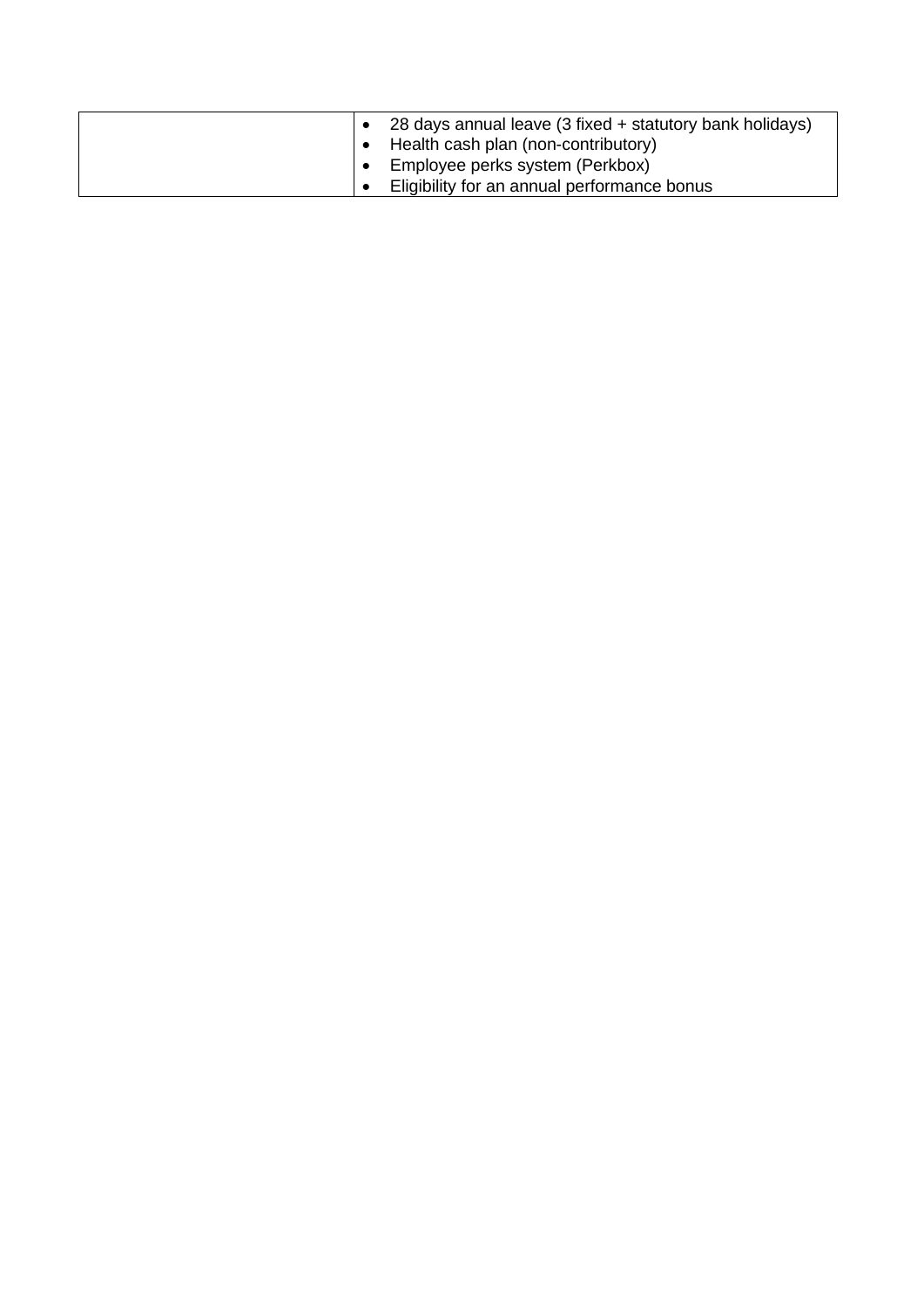| | |
|---|---|
| | • 28 days annual leave (3 fixed + statutory bank holidays)<br>• Health cash plan (non-contributory)<br>• Employee perks system (Perkbox)<br>• Eligibility for an annual performance bonus |